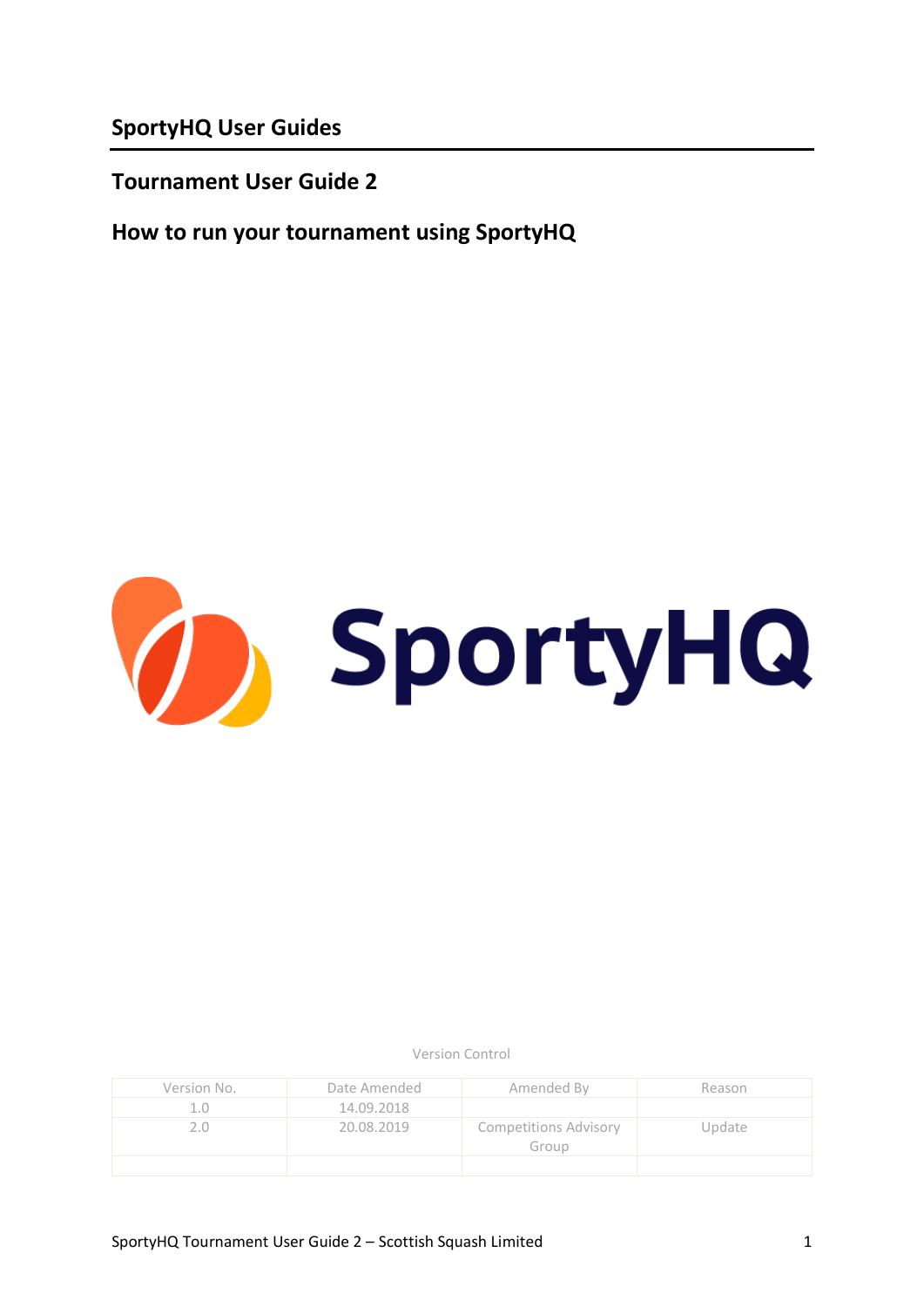# SportyHQ User Guides

## Tournament User Guide 2

## How to run your tournament using SportyHQ

SportyHQ

Version Control

| Version No. | Date Amended | Amended By | Reason |
|---|---|---|---|
| 1.0 | 14.09.2018 | | |
| 2.0 | 20.08.2019 | Competitions Advisory Group | Update |
| | | | |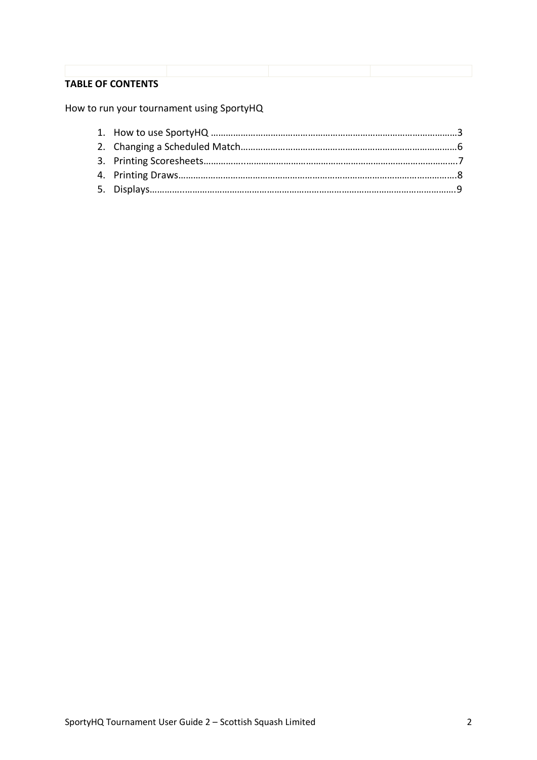**TABLE OF CONTENTS**

How to run your tournament using SportyHQ

1. How to use SportyHQ ……………………………………………………………………………………3
2. Changing a Scheduled Match………………………………………………………………………6
3. Printing Scoresheets………………..…………………………………………………………………7
4. Printing Draws…………………………………………………………………………………………8
5. Displays………..…………………………………………………………………………………………9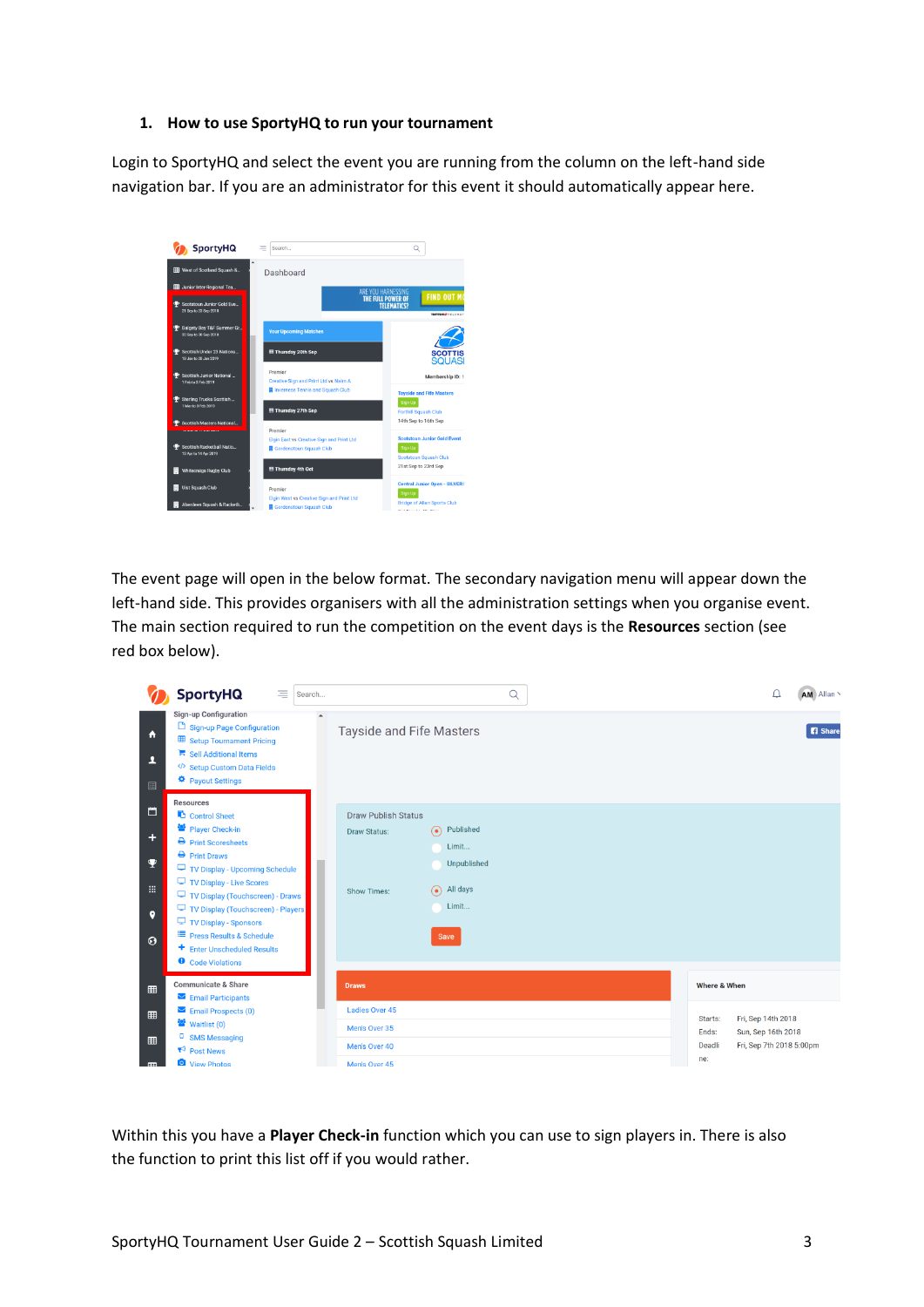## 1. How to use SportyHQ to run your tournament

Login to SportyHQ and select the event you are running from the column on the left-hand side navigation bar. If you are an administrator for this event it should automatically appear here.

The event page will open in the below format. The secondary navigation menu will appear down the left-hand side. This provides organisers with all the administration settings when you organise event. The main section required to run the competition on the event days is the **Resources** section (see red box below).

Within this you have a **Player Check-in** function which you can use to sign players in. There is also the function to print this list off if you would rather.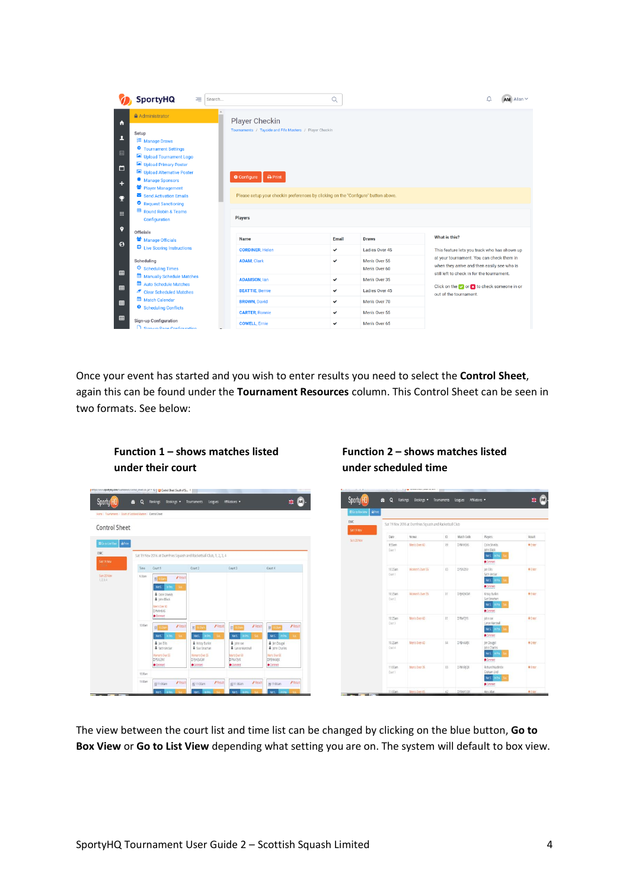Once your event has started and you wish to enter results you need to select the **Control Sheet**, again this can be found under the **Tournament Resources** column. This Control Sheet can be seen in two formats. See below:

**Function 1 – shows matches listed under their court**

**Function 2 – shows matches listed under scheduled time**

The view between the court list and time list can be changed by clicking on the blue button, **Go to Box View** or **Go to List View** depending what setting you are on. The system will default to box view.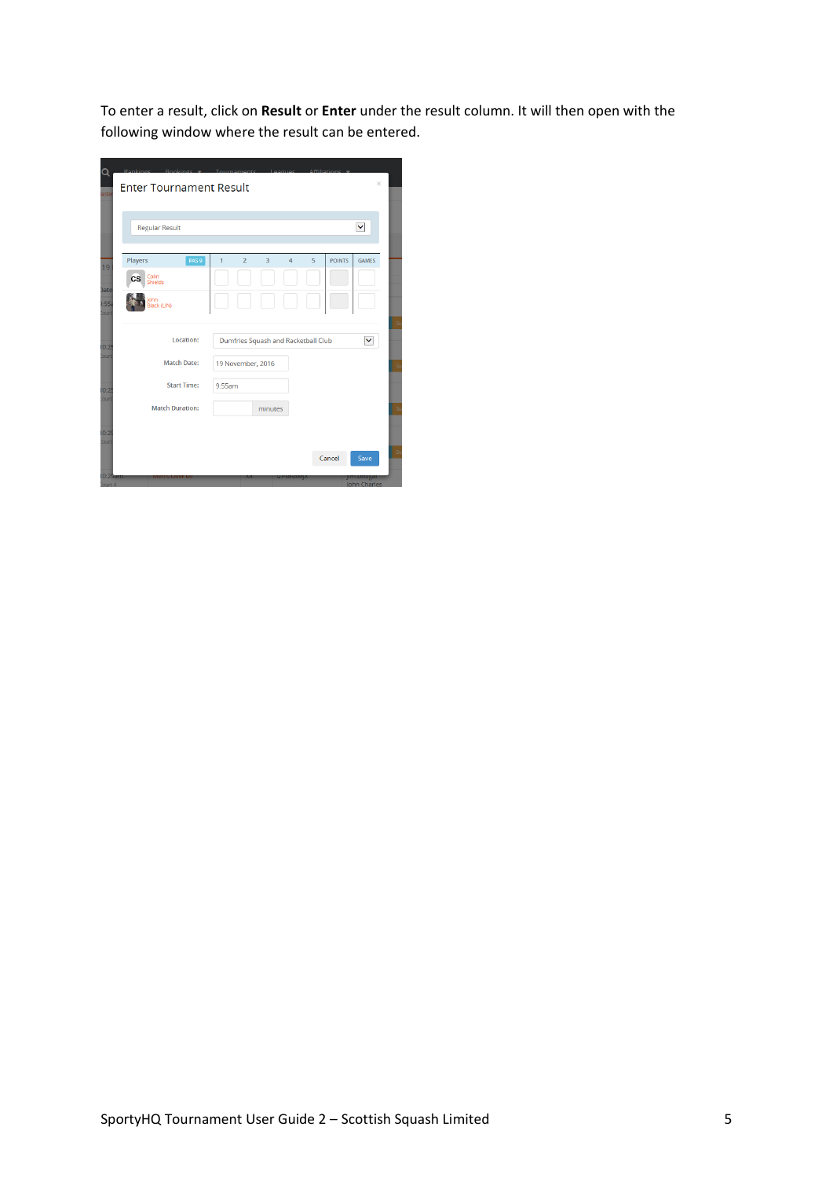To enter a result, click on **Result** or **Enter** under the result column. It will then open with the following window where the result can be entered.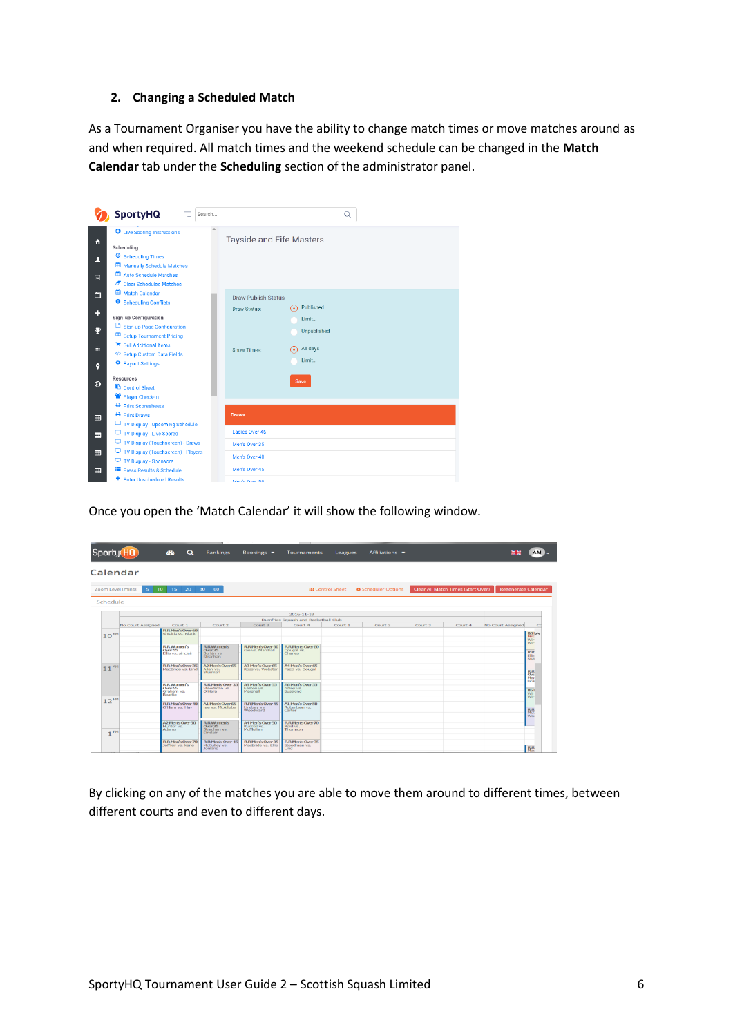## 2. Changing a Scheduled Match

As a Tournament Organiser you have the ability to change match times or move matches around as and when required. All match times and the weekend schedule can be changed in the **Match Calendar** tab under the **Scheduling** section of the administrator panel.

Once you open the 'Match Calendar' it will show the following window.

By clicking on any of the matches you are able to move them around to different times, between different courts and even to different days.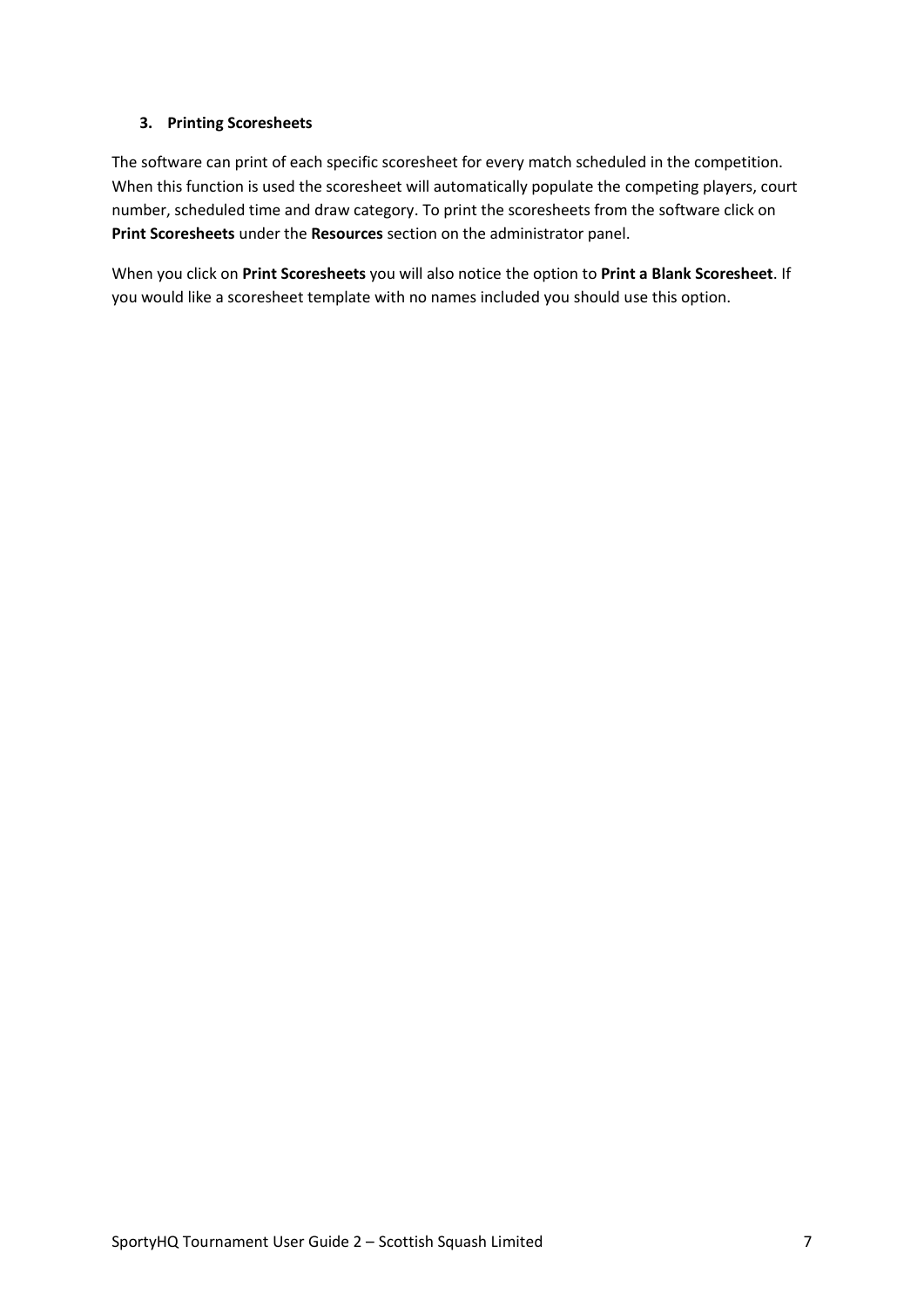### 3. Printing Scoresheets

The software can print of each specific scoresheet for every match scheduled in the competition. When this function is used the scoresheet will automatically populate the competing players, court number, scheduled time and draw category. To print the scoresheets from the software click on **Print Scoresheets** under the **Resources** section on the administrator panel.

When you click on **Print Scoresheets** you will also notice the option to **Print a Blank Scoresheet**. If you would like a scoresheet template with no names included you should use this option.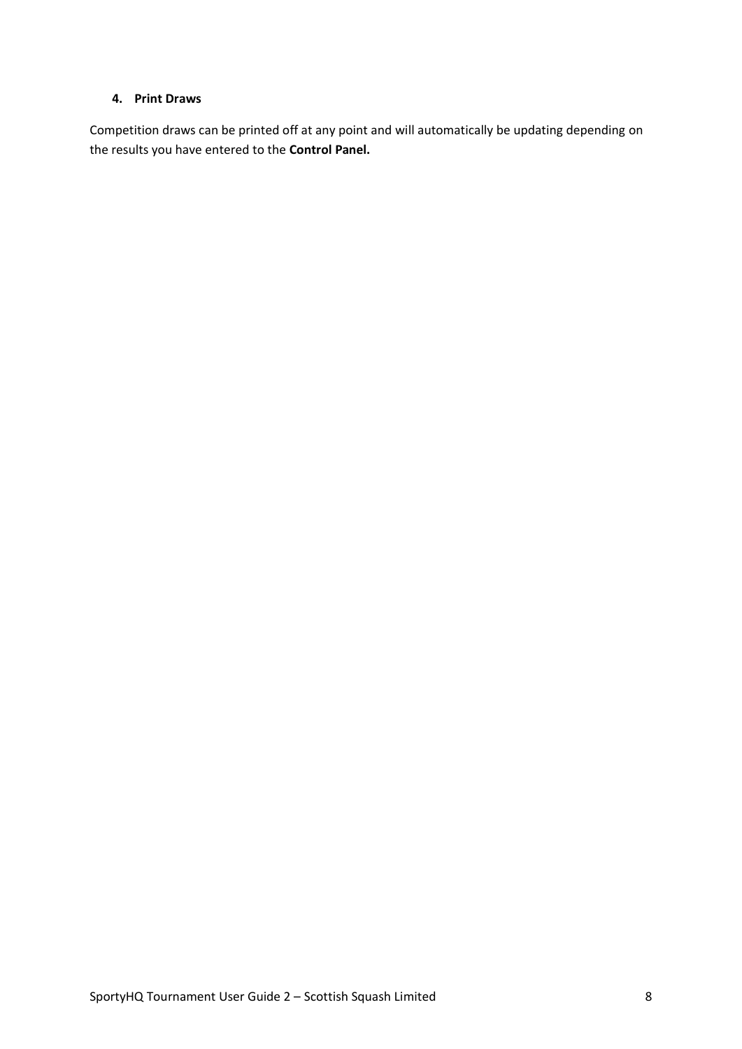#### 4. Print Draws

Competition draws can be printed off at any point and will automatically be updating depending on the results you have entered to the **Control Panel.**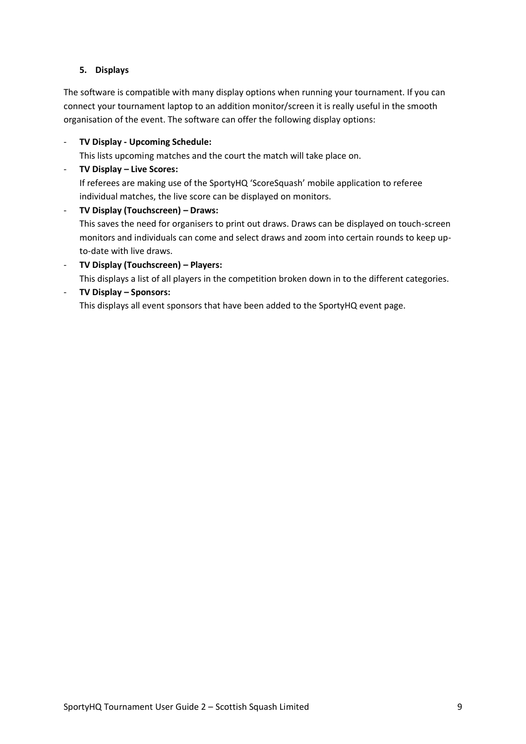## 5. Displays

The software is compatible with many display options when running your tournament. If you can connect your tournament laptop to an addition monitor/screen it is really useful in the smooth organisation of the event. The software can offer the following display options:

- **TV Display - Upcoming Schedule:**
  This lists upcoming matches and the court the match will take place on.
- **TV Display – Live Scores:**
  If referees are making use of the SportyHQ 'ScoreSquash' mobile application to referee individual matches, the live score can be displayed on monitors.
- **TV Display (Touchscreen) – Draws:**
  This saves the need for organisers to print out draws. Draws can be displayed on touch-screen monitors and individuals can come and select draws and zoom into certain rounds to keep up-to-date with live draws.
- **TV Display (Touchscreen) – Players:**
  This displays a list of all players in the competition broken down in to the different categories.
- **TV Display – Sponsors:**
  This displays all event sponsors that have been added to the SportyHQ event page.